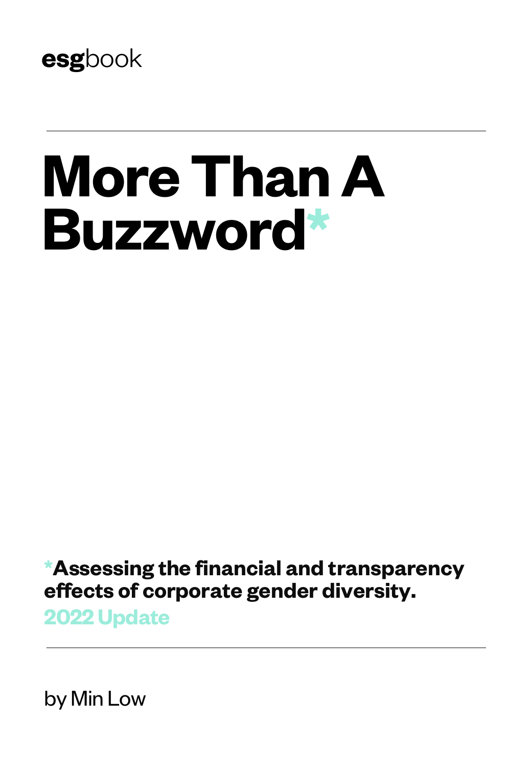esgbook

# More Than A Buzzword*

***Assessing the financial and transparency effects of corporate gender diversity.**

**2022 Update**

by Min Low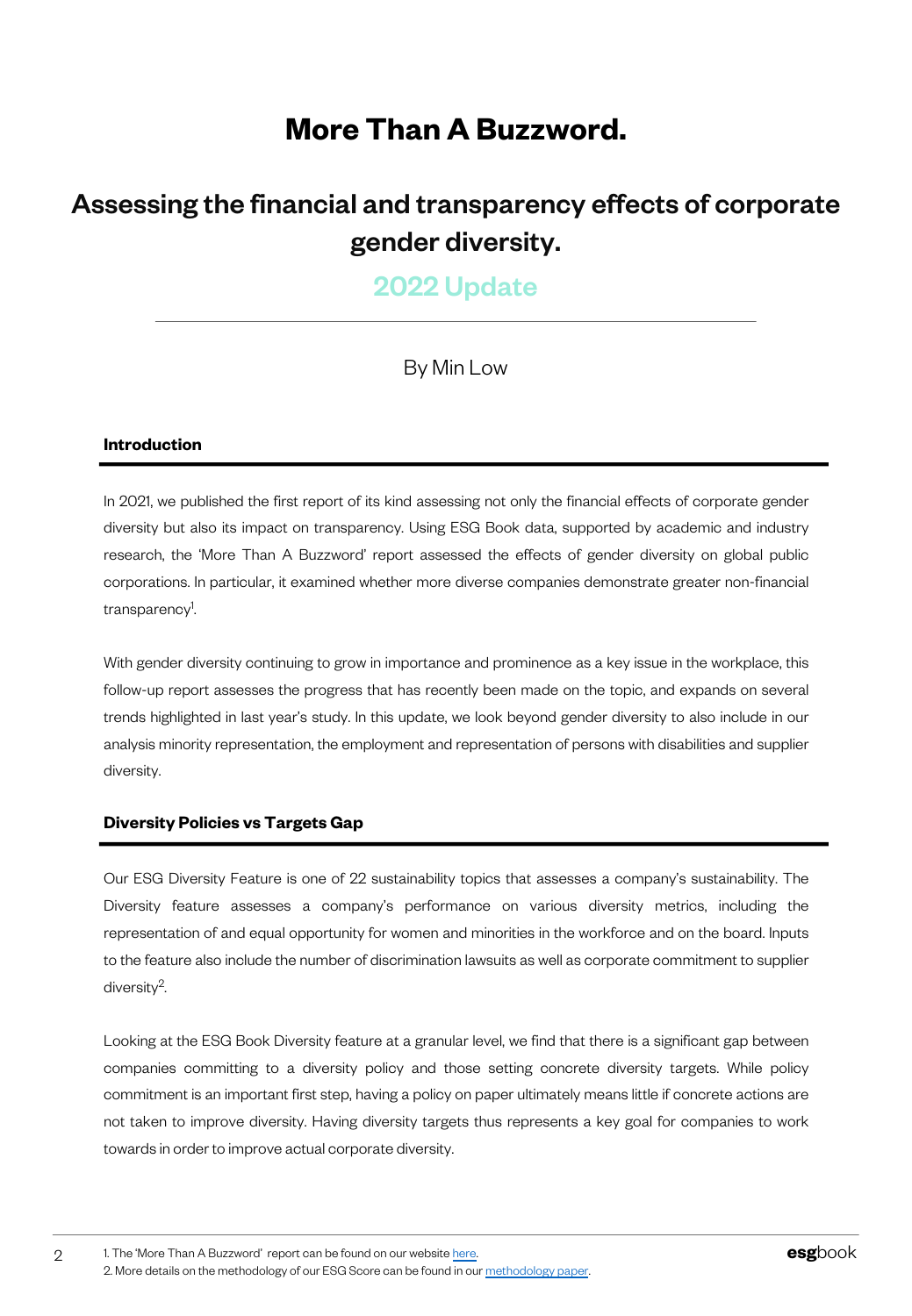# More Than A Buzzword.

## Assessing the financial and transparency effects of corporate gender diversity.

### 2022 Update

By Min Low

### Introduction

In 2021, we published the first report of its kind assessing not only the financial effects of corporate gender diversity but also its impact on transparency. Using ESG Book data, supported by academic and industry research, the 'More Than A Buzzword' report assessed the effects of gender diversity on global public corporations. In particular, it examined whether more diverse companies demonstrate greater non-financial transparency[1].

With gender diversity continuing to grow in importance and prominence as a key issue in the workplace, this follow-up report assesses the progress that has recently been made on the topic, and expands on several trends highlighted in last year's study. In this update, we look beyond gender diversity to also include in our analysis minority representation, the employment and representation of persons with disabilities and supplier diversity.

### Diversity Policies vs Targets Gap

Our ESG Diversity Feature is one of 22 sustainability topics that assesses a company's sustainability. The Diversity feature assesses a company's performance on various diversity metrics, including the representation of and equal opportunity for women and minorities in the workforce and on the board. Inputs to the feature also include the number of discrimination lawsuits as well as corporate commitment to supplier diversity[2].

Looking at the ESG Book Diversity feature at a granular level, we find that there is a significant gap between companies committing to a diversity policy and those setting concrete diversity targets. While policy commitment is an important first step, having a policy on paper ultimately means little if concrete actions are not taken to improve diversity. Having diversity targets thus represents a key goal for companies to work towards in order to improve actual corporate diversity.

1. The 'More Than A Buzzword' report can be found on our website here.
2. More details on the methodology of our ESG Score can be found in our methodology paper.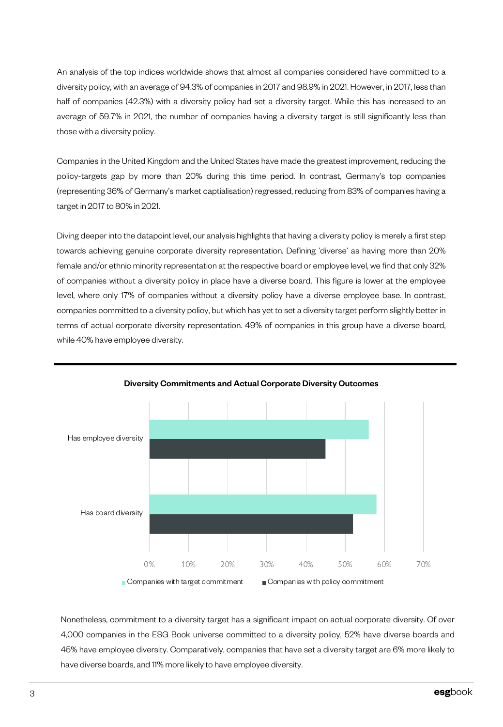An analysis of the top indices worldwide shows that almost all companies considered have committed to a diversity policy, with an average of 94.3% of companies in 2017 and 98.9% in 2021. However, in 2017, less than half of companies (42.3%) with a diversity policy had set a diversity target. While this has increased to an average of 59.7% in 2021, the number of companies having a diversity target is still significantly less than those with a diversity policy.

Companies in the United Kingdom and the United States have made the greatest improvement, reducing the policy-targets gap by more than 20% during this time period. In contrast, Germany's top companies (representing 36% of Germany's market captialisation) regressed, reducing from 83% of companies having a target in 2017 to 80% in 2021.

Diving deeper into the datapoint level, our analysis highlights that having a diversity policy is merely a first step towards achieving genuine corporate diversity representation. Defining 'diverse' as having more than 20% female and/or ethnic minority representation at the respective board or employee level, we find that only 32% of companies without a diversity policy in place have a diverse board. This figure is lower at the employee level, where only 17% of companies without a diversity policy have a diverse employee base. In contrast, companies committed to a diversity policy, but which has yet to set a diversity target perform slightly better in terms of actual corporate diversity representation. 49% of companies in this group have a diverse board, while 40% have employee diversity.

**Diversity Commitments and Actual Corporate Diversity Outcomes**

| | Companies with target commitment | Companies with policy commitment |
|---|---|---|
| Has employee diversity | ~56% | ~45% |
| Has board diversity | ~58% | ~52% |

Nonetheless, commitment to a diversity target has a significant impact on actual corporate diversity. Of over 4,000 companies in the ESG Book universe committed to a diversity policy, 52% have diverse boards and 45% have employee diversity. Comparatively, companies that have set a diversity target are 6% more likely to have diverse boards, and 11% more likely to have employee diversity.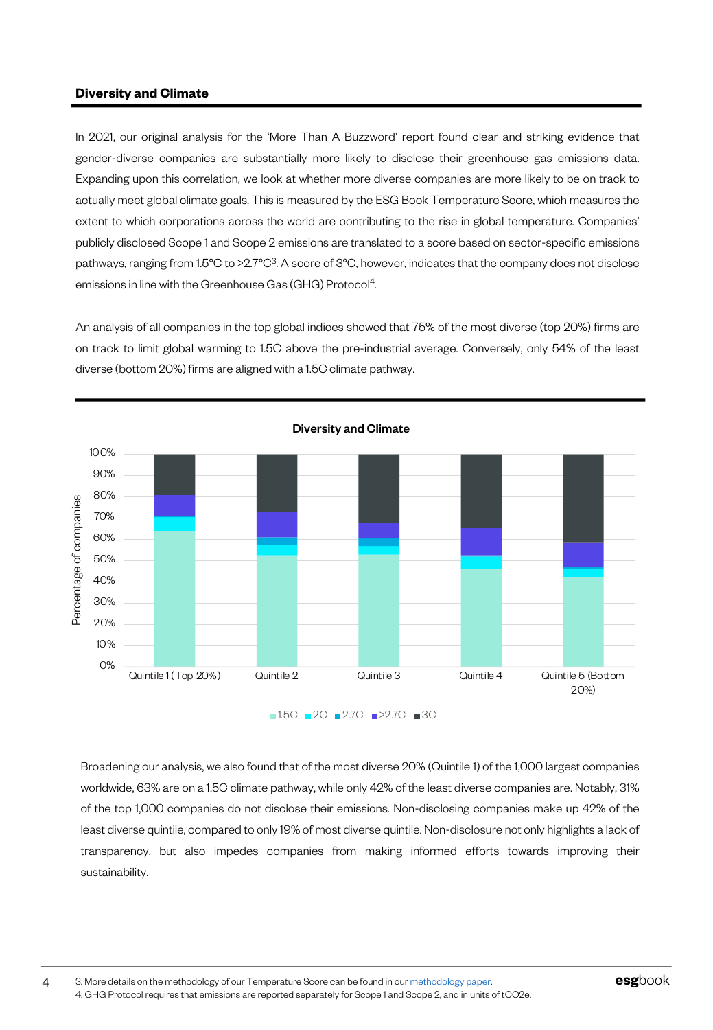## Diversity and Climate

In 2021, our original analysis for the 'More Than A Buzzword' report found clear and striking evidence that gender-diverse companies are substantially more likely to disclose their greenhouse gas emissions data. Expanding upon this correlation, we look at whether more diverse companies are more likely to be on track to actually meet global climate goals. This is measured by the ESG Book Temperature Score, which measures the extent to which corporations across the world are contributing to the rise in global temperature. Companies' publicly disclosed Scope 1 and Scope 2 emissions are translated to a score based on sector-specific emissions pathways, ranging from 1.5°C to >2.7°C[3]. A score of 3°C, however, indicates that the company does not disclose emissions in line with the Greenhouse Gas (GHG) Protocol[4].

An analysis of all companies in the top global indices showed that 75% of the most diverse (top 20%) firms are on track to limit global warming to 1.5C above the pre-industrial average. Conversely, only 54% of the least diverse (bottom 20%) firms are aligned with a 1.5C climate pathway.

**Diversity and Climate**

Percentage of companies (0%–100%) by quintile: Quintile 1 (Top 20%), Quintile 2, Quintile 3, Quintile 4, Quintile 5 (Bottom 20%)

Legend: 1.5C, 2C, 2.7C, >2.7C, 3C

Broadening our analysis, we also found that of the most diverse 20% (Quintile 1) of the 1,000 largest companies worldwide, 63% are on a 1.5C climate pathway, while only 42% of the least diverse companies are. Notably, 31% of the top 1,000 companies do not disclose their emissions. Non-disclosing companies make up 42% of the least diverse quintile, compared to only 19% of most diverse quintile. Non-disclosure not only highlights a lack of transparency, but also impedes companies from making informed efforts towards improving their sustainability.

3. More details on the methodology of our Temperature Score can be found in our methodology paper.
4. GHG Protocol requires that emissions are reported separately for Scope 1 and Scope 2, and in units of tCO2e.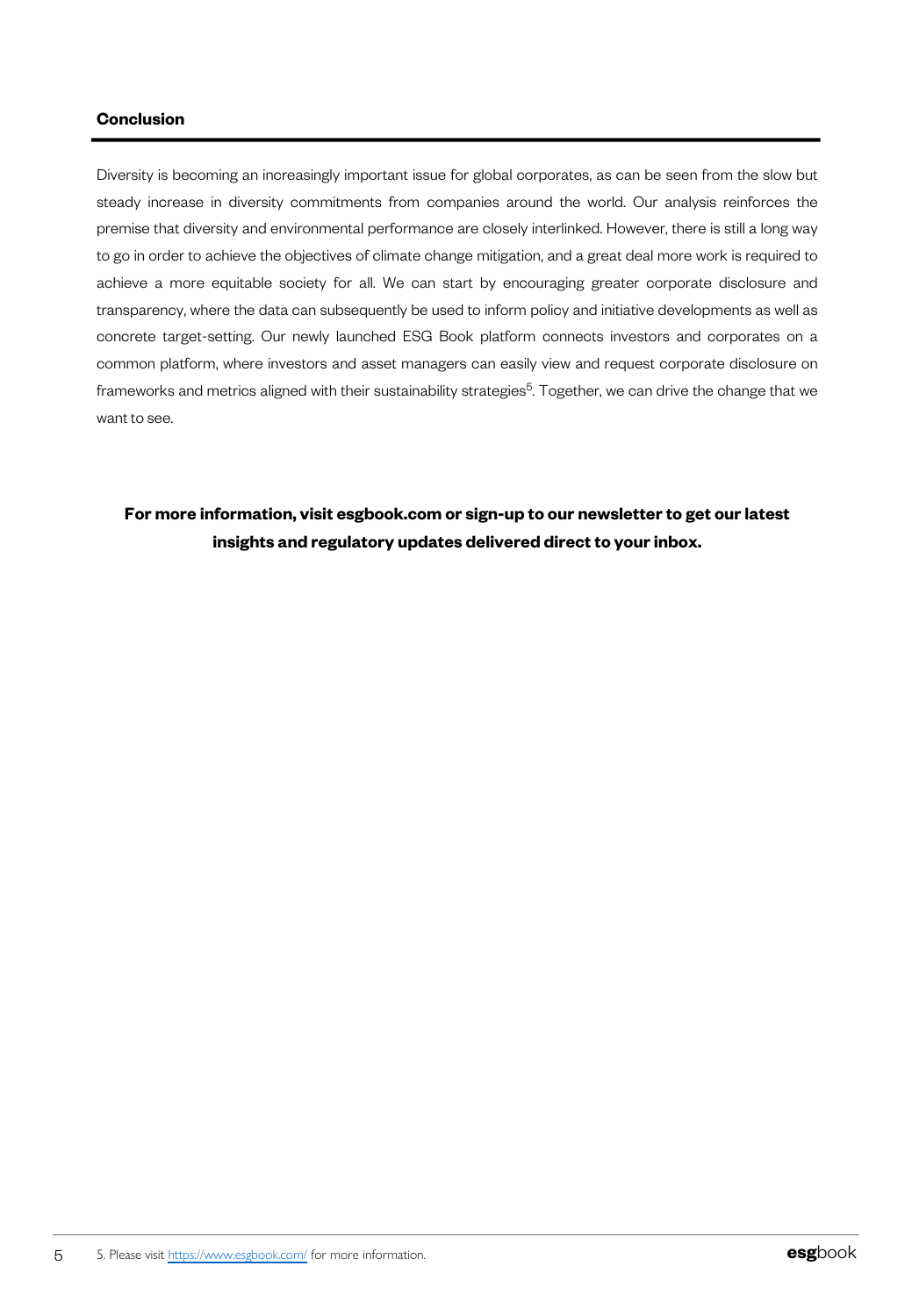## Conclusion

Diversity is becoming an increasingly important issue for global corporates, as can be seen from the slow but steady increase in diversity commitments from companies around the world. Our analysis reinforces the premise that diversity and environmental performance are closely interlinked. However, there is still a long way to go in order to achieve the objectives of climate change mitigation, and a great deal more work is required to achieve a more equitable society for all. We can start by encouraging greater corporate disclosure and transparency, where the data can subsequently be used to inform policy and initiative developments as well as concrete target-setting. Our newly launched ESG Book platform connects investors and corporates on a common platform, where investors and asset managers can easily view and request corporate disclosure on frameworks and metrics aligned with their sustainability strategies[5]. Together, we can drive the change that we want to see.

**For more information, visit esgbook.com or sign-up to our newsletter to get our latest insights and regulatory updates delivered direct to your inbox.**

5. Please visit https://www.esgbook.com/ for more information.